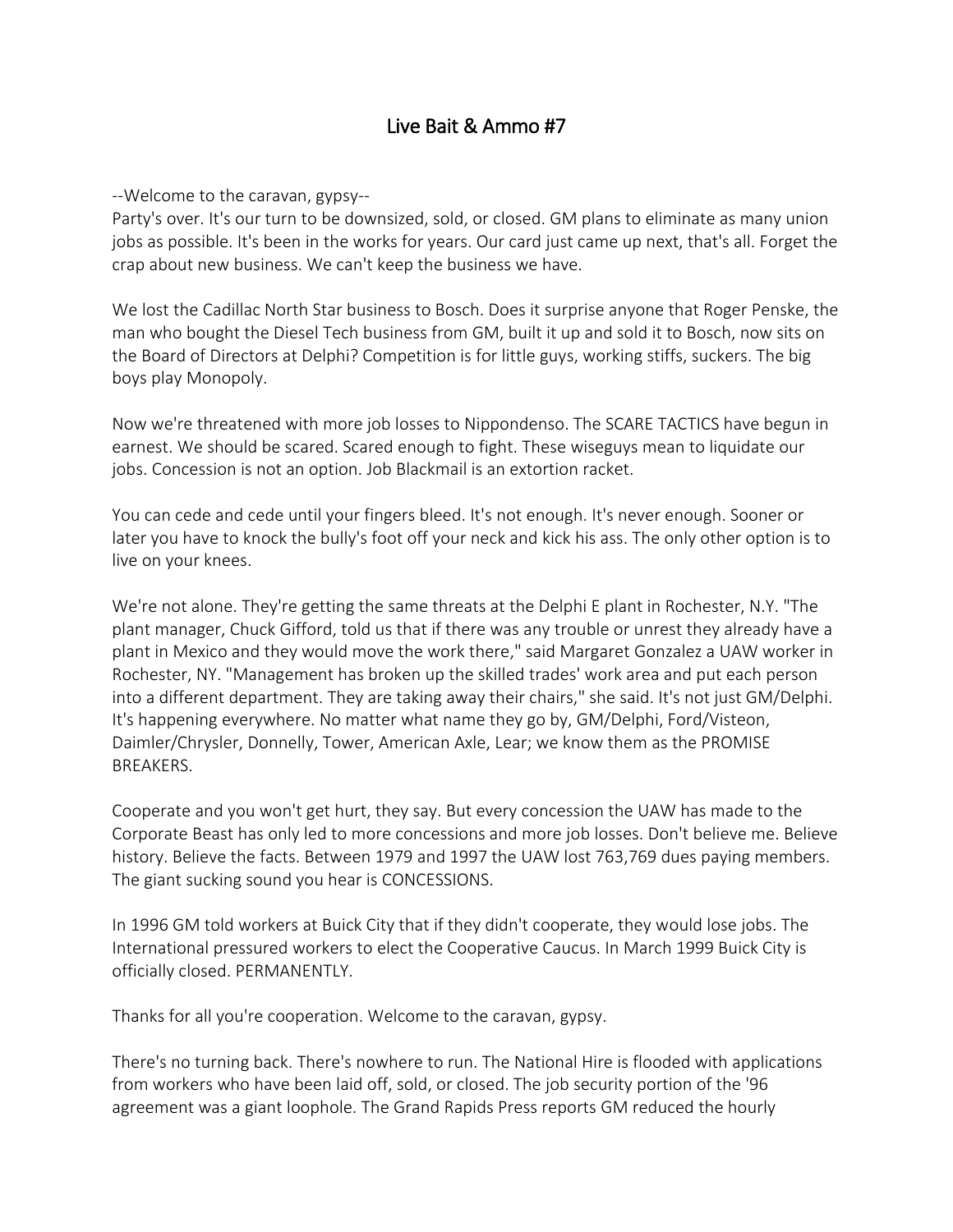# Live Bait & Ammo #7

--Welcome to the caravan, gypsy--
Party's over. It's our turn to be downsized, sold, or closed. GM plans to eliminate as many union jobs as possible. It's been in the works for years. Our card just came up next, that's all. Forget the crap about new business. We can't keep the business we have.

We lost the Cadillac North Star business to Bosch. Does it surprise anyone that Roger Penske, the man who bought the Diesel Tech business from GM, built it up and sold it to Bosch, now sits on the Board of Directors at Delphi? Competition is for little guys, working stiffs, suckers. The big boys play Monopoly.

Now we're threatened with more job losses to Nippondenso. The SCARE TACTICS have begun in earnest. We should be scared. Scared enough to fight. These wiseguys mean to liquidate our jobs. Concession is not an option. Job Blackmail is an extortion racket.

You can cede and cede until your fingers bleed. It's not enough. It's never enough. Sooner or later you have to knock the bully's foot off your neck and kick his ass. The only other option is to live on your knees.

We're not alone. They're getting the same threats at the Delphi E plant in Rochester, N.Y. "The plant manager, Chuck Gifford, told us that if there was any trouble or unrest they already have a plant in Mexico and they would move the work there," said Margaret Gonzalez a UAW worker in Rochester, NY. "Management has broken up the skilled trades' work area and put each person into a different department. They are taking away their chairs," she said. It's not just GM/Delphi. It's happening everywhere. No matter what name they go by, GM/Delphi, Ford/Visteon, Daimler/Chrysler, Donnelly, Tower, American Axle, Lear; we know them as the PROMISE BREAKERS.

Cooperate and you won't get hurt, they say. But every concession the UAW has made to the Corporate Beast has only led to more concessions and more job losses. Don't believe me. Believe history. Believe the facts. Between 1979 and 1997 the UAW lost 763,769 dues paying members. The giant sucking sound you hear is CONCESSIONS.

In 1996 GM told workers at Buick City that if they didn't cooperate, they would lose jobs. The International pressured workers to elect the Cooperative Caucus. In March 1999 Buick City is officially closed. PERMANENTLY.

Thanks for all you're cooperation. Welcome to the caravan, gypsy.

There's no turning back. There's nowhere to run. The National Hire is flooded with applications from workers who have been laid off, sold, or closed. The job security portion of the '96 agreement was a giant loophole. The Grand Rapids Press reports GM reduced the hourly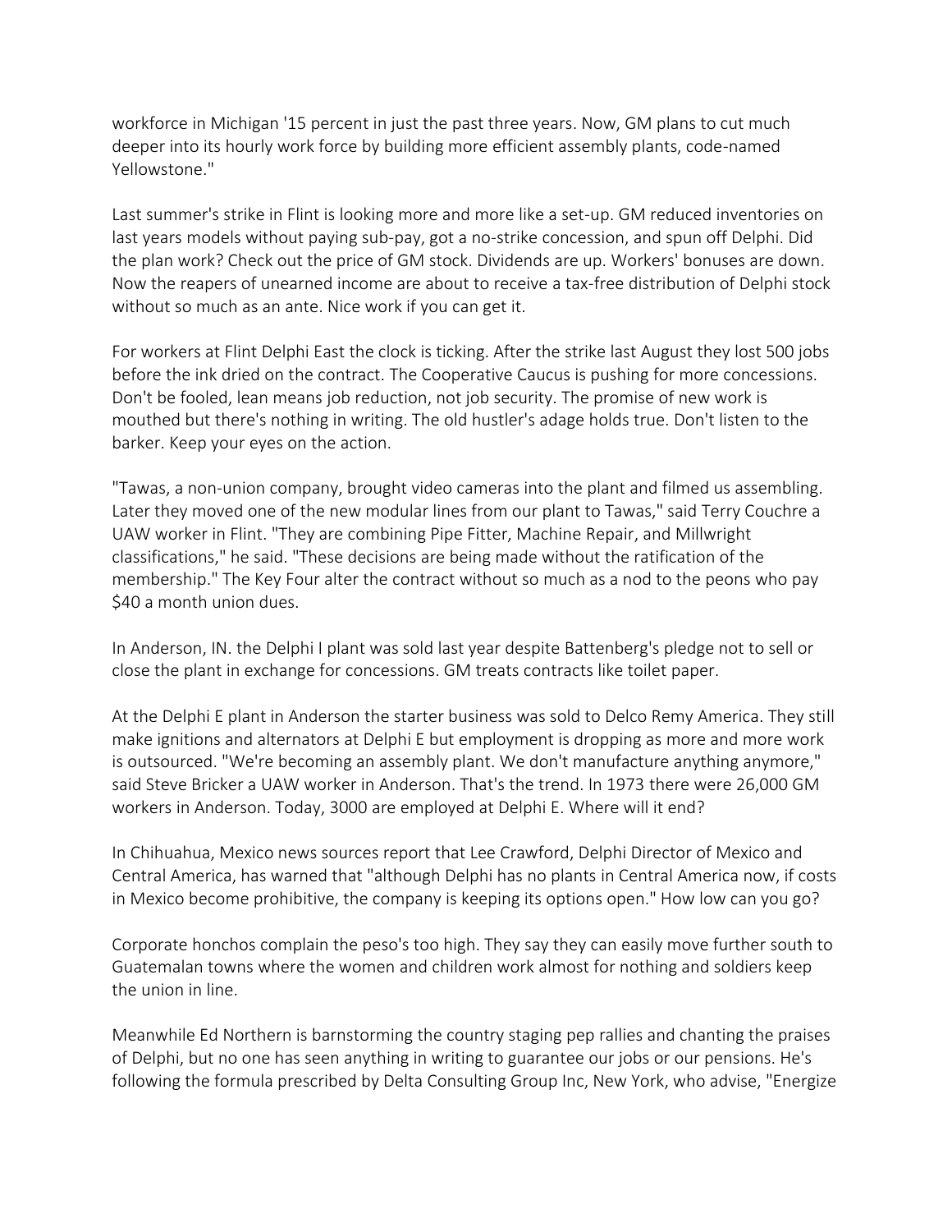workforce in Michigan '15 percent in just the past three years. Now, GM plans to cut much deeper into its hourly work force by building more efficient assembly plants, code-named Yellowstone."

Last summer's strike in Flint is looking more and more like a set-up. GM reduced inventories on last years models without paying sub-pay, got a no-strike concession, and spun off Delphi. Did the plan work? Check out the price of GM stock. Dividends are up. Workers' bonuses are down. Now the reapers of unearned income are about to receive a tax-free distribution of Delphi stock without so much as an ante. Nice work if you can get it.

For workers at Flint Delphi East the clock is ticking. After the strike last August they lost 500 jobs before the ink dried on the contract. The Cooperative Caucus is pushing for more concessions. Don't be fooled, lean means job reduction, not job security. The promise of new work is mouthed but there's nothing in writing. The old hustler's adage holds true. Don't listen to the barker. Keep your eyes on the action.

"Tawas, a non-union company, brought video cameras into the plant and filmed us assembling. Later they moved one of the new modular lines from our plant to Tawas," said Terry Couchre a UAW worker in Flint. "They are combining Pipe Fitter, Machine Repair, and Millwright classifications," he said. "These decisions are being made without the ratification of the membership." The Key Four alter the contract without so much as a nod to the peons who pay $40 a month union dues.

In Anderson, IN. the Delphi I plant was sold last year despite Battenberg's pledge not to sell or close the plant in exchange for concessions. GM treats contracts like toilet paper.

At the Delphi E plant in Anderson the starter business was sold to Delco Remy America. They still make ignitions and alternators at Delphi E but employment is dropping as more and more work is outsourced. "We're becoming an assembly plant. We don't manufacture anything anymore," said Steve Bricker a UAW worker in Anderson. That's the trend. In 1973 there were 26,000 GM workers in Anderson. Today, 3000 are employed at Delphi E. Where will it end?

In Chihuahua, Mexico news sources report that Lee Crawford, Delphi Director of Mexico and Central America, has warned that "although Delphi has no plants in Central America now, if costs in Mexico become prohibitive, the company is keeping its options open." How low can you go?

Corporate honchos complain the peso's too high. They say they can easily move further south to Guatemalan towns where the women and children work almost for nothing and soldiers keep the union in line.

Meanwhile Ed Northern is barnstorming the country staging pep rallies and chanting the praises of Delphi, but no one has seen anything in writing to guarantee our jobs or our pensions. He's following the formula prescribed by Delta Consulting Group Inc, New York, who advise, "Energize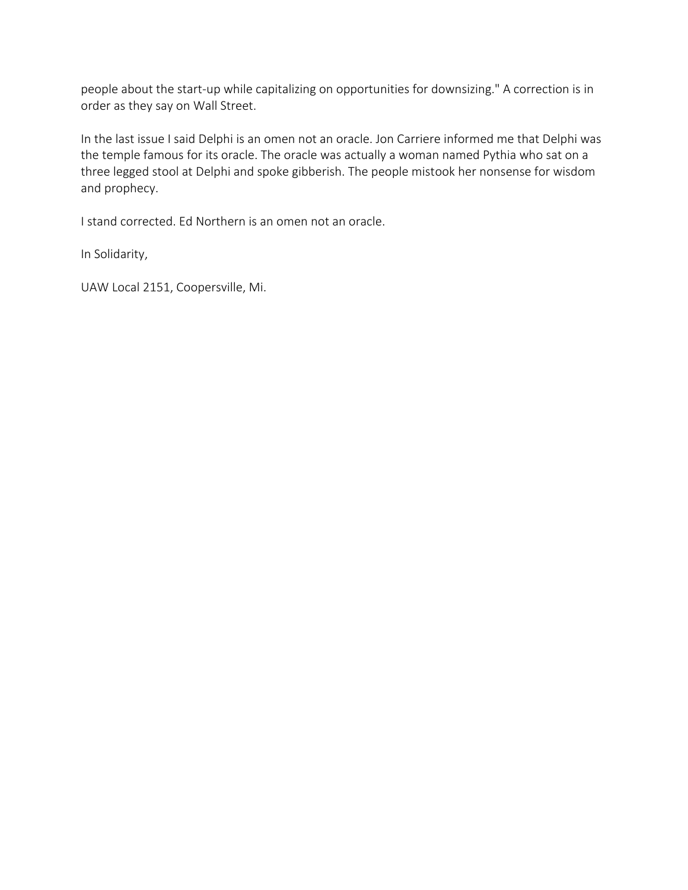people about the start-up while capitalizing on opportunities for downsizing." A correction is in order as they say on Wall Street.

In the last issue I said Delphi is an omen not an oracle. Jon Carriere informed me that Delphi was the temple famous for its oracle. The oracle was actually a woman named Pythia who sat on a three legged stool at Delphi and spoke gibberish. The people mistook her nonsense for wisdom and prophecy.

I stand corrected. Ed Northern is an omen not an oracle.

In Solidarity,

UAW Local 2151, Coopersville, Mi.